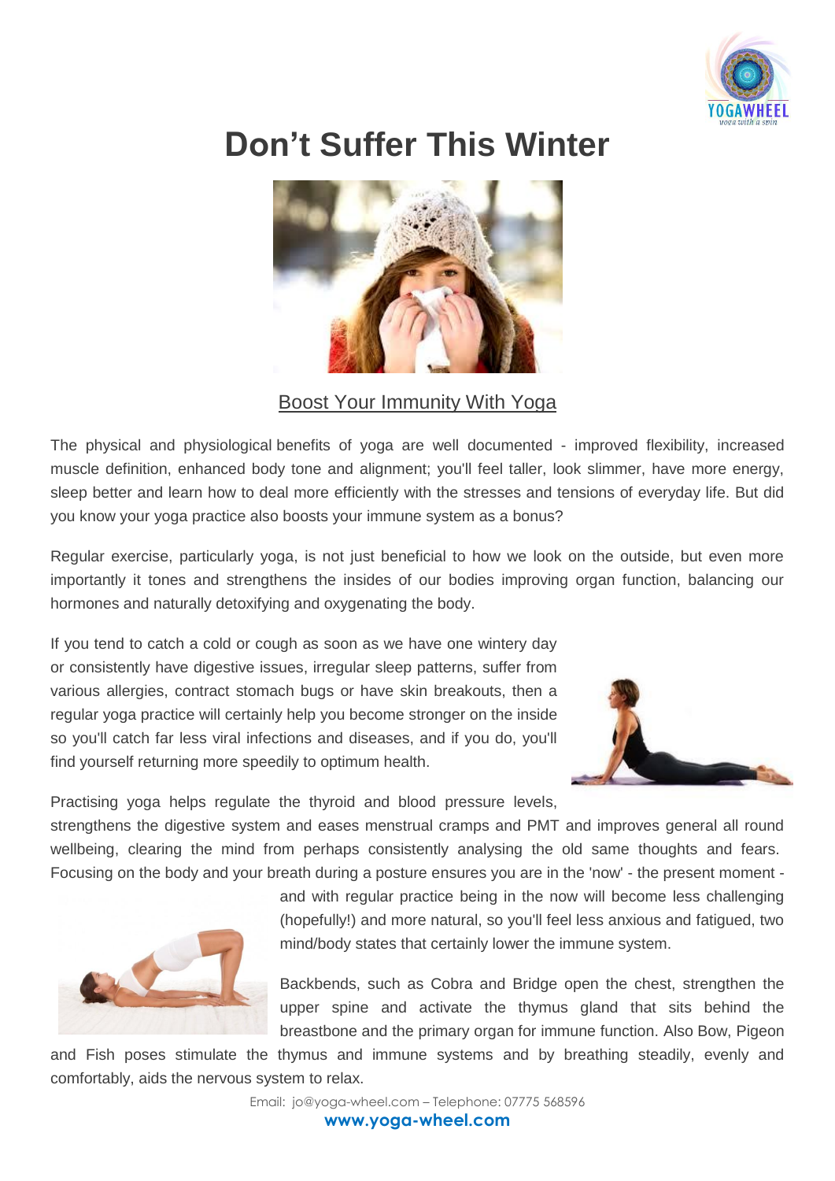# Don't Suffer This Winter

## Boost Your Immunity With Yoga

The physical and physiological benefits of yoga are well documented - improved flexibility, increased muscle definition, enhanced body tone and alignment; you'll feel taller, look slimmer, have more energy, sleep better and learn how to deal more efficiently with the stresses and tensions of everyday life. But did you know your yoga practice also boosts your immune system as a bonus?

Regular exercise, particularly yoga, is not just beneficial to how we look on the outside, but even more importantly it tones and strengthens the insides of our bodies improving organ function, balancing our hormones and naturally detoxifying and oxygenating the body.

If you tend to catch a cold or cough as soon as we have one wintery day or consistently have digestive issues, irregular sleep patterns, suffer from various allergies, contract stomach bugs or have skin breakouts, then a regular yoga practice will certainly help you become stronger on the inside so you'll catch far less viral infections and diseases, and if you do, you'll find yourself returning more speedily to optimum health.

Practising yoga helps regulate the thyroid and blood pressure levels, strengthens the digestive system and eases menstrual cramps and PMT and improves general all round wellbeing, clearing the mind from perhaps consistently analysing the old same thoughts and fears. Focusing on the body and your breath during a posture ensures you are in the 'now' - the present moment - and with regular practice being in the now will become less challenging (hopefully!) and more natural, so you'll feel less anxious and fatigued, two mind/body states that certainly lower the immune system.

Backbends, such as Cobra and Bridge open the chest, strengthen the upper spine and activate the thymus gland that sits behind the breastbone and the primary organ for immune function. Also Bow, Pigeon and Fish poses stimulate the thymus and immune systems and by breathing steadily, evenly and comfortably, aids the nervous system to relax.

Email: jo@yoga-wheel.com – Telephone: 07775 568596
**www.yoga-wheel.com**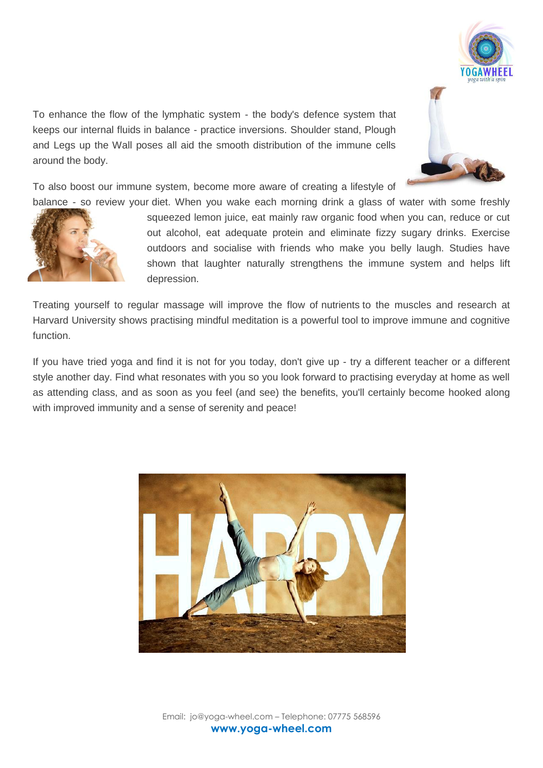To enhance the flow of the lymphatic system - the body's defence system that keeps our internal fluids in balance - practice inversions. Shoulder stand, Plough and Legs up the Wall poses all aid the smooth distribution of the immune cells around the body.

To also boost our immune system, become more aware of creating a lifestyle of balance - so review your diet. When you wake each morning drink a glass of water with some freshly squeezed lemon juice, eat mainly raw organic food when you can, reduce or cut out alcohol, eat adequate protein and eliminate fizzy sugary drinks. Exercise outdoors and socialise with friends who make you belly laugh. Studies have shown that laughter naturally strengthens the immune system and helps lift depression.

Treating yourself to regular massage will improve the flow of nutrients to the muscles and research at Harvard University shows practising mindful meditation is a powerful tool to improve immune and cognitive function.

If you have tried yoga and find it is not for you today, don't give up - try a different teacher or a different style another day. Find what resonates with you so you look forward to practising everyday at home as well as attending class, and as soon as you feel (and see) the benefits, you'll certainly become hooked along with improved immunity and a sense of serenity and peace!

Email: jo@yoga-wheel.com – Telephone: 07775 568596

**www.yoga-wheel.com**